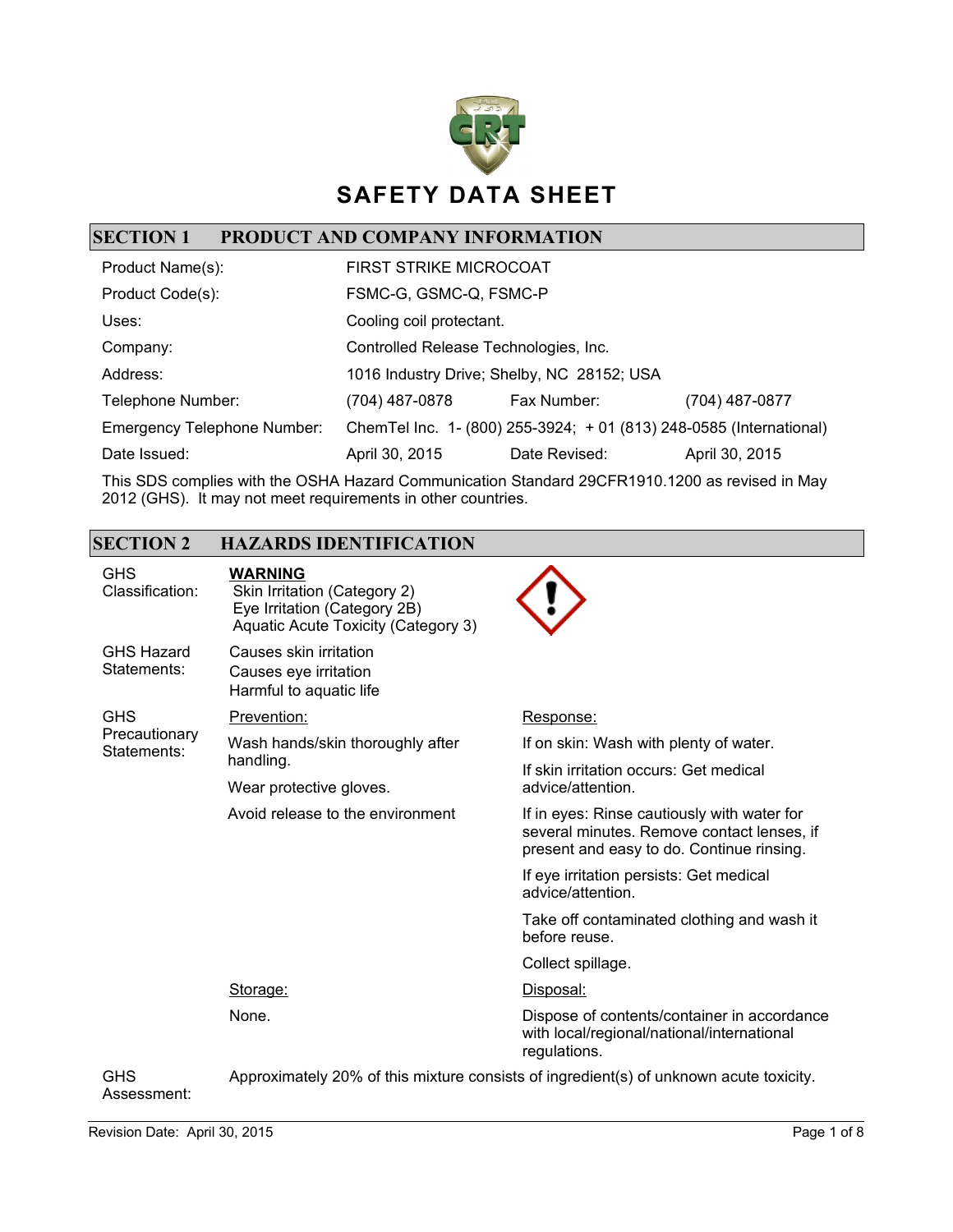# SAFETY DATA SHEET

## SECTION 1 PRODUCT AND COMPANY INFORMATION

| | | | |
|---|---|---|---|
| Product Name(s): | FIRST STRIKE MICROCOAT | | |
| Product Code(s): | FSMC-G, GSMC-Q, FSMC-P | | |
| Uses: | Cooling coil protectant. | | |
| Company: | Controlled Release Technologies, Inc. | | |
| Address: | 1016 Industry Drive; Shelby, NC 28152; USA | | |
| Telephone Number: | (704) 487-0878 | Fax Number: | (704) 487-0877 |
| Emergency Telephone Number: | ChemTel Inc. 1- (800) 255-3924; + 01 (813) 248-0585 (International) | | |
| Date Issued: | April 30, 2015 | Date Revised: | April 30, 2015 |

This SDS complies with the OSHA Hazard Communication Standard 29CFR1910.1200 as revised in May 2012 (GHS). It may not meet requirements in other countries.

## SECTION 2 HAZARDS IDENTIFICATION

**GHS Classification:**

**WARNING**

- Skin Irritation (Category 2)
- Eye Irritation (Category 2B)
- Aquatic Acute Toxicity (Category 3)

**GHS Hazard Statements:**

- Causes skin irritation
- Causes eye irritation
- Harmful to aquatic life

**GHS Precautionary Statements:**

Prevention:

- Wash hands/skin thoroughly after handling.
- Wear protective gloves.
- Avoid release to the environment

Response:

- If on skin: Wash with plenty of water.
- If skin irritation occurs: Get medical advice/attention.
- If in eyes: Rinse cautiously with water for several minutes. Remove contact lenses, if present and easy to do. Continue rinsing.
- If eye irritation persists: Get medical advice/attention.
- Take off contaminated clothing and wash it before reuse.
- Collect spillage.

Storage:

None.

Disposal:

Dispose of contents/container in accordance with local/regional/national/international regulations.

**GHS Assessment:** Approximately 20% of this mixture consists of ingredient(s) of unknown acute toxicity.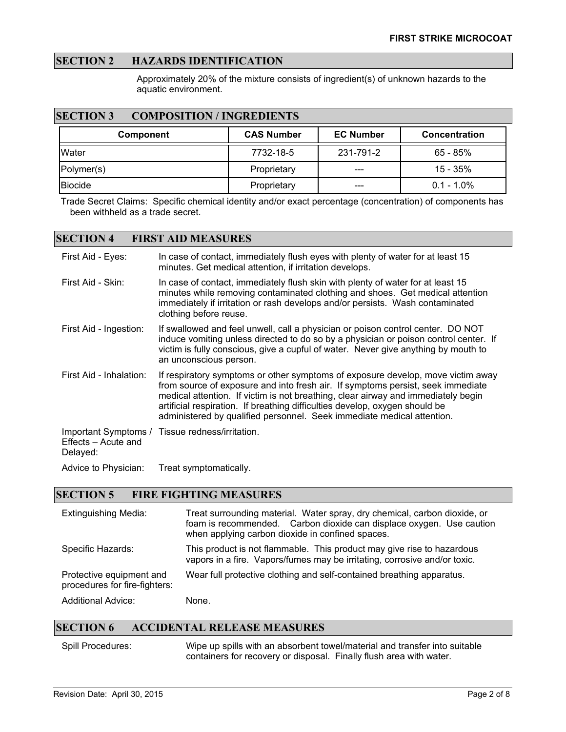## SECTION 2 HAZARDS IDENTIFICATION

Approximately 20% of the mixture consists of ingredient(s) of unknown hazards to the aquatic environment.

## SECTION 3 COMPOSITION / INGREDIENTS

| Component | CAS Number | EC Number | Concentration |
|---|---|---|---|
| Water | 7732-18-5 | 231-791-2 | 65 - 85% |
| Polymer(s) | Proprietary | --- | 15 - 35% |
| Biocide | Proprietary | --- | 0.1 - 1.0% |

Trade Secret Claims: Specific chemical identity and/or exact percentage (concentration) of components has been withheld as a trade secret.

## SECTION 4 FIRST AID MEASURES

First Aid - Eyes: In case of contact, immediately flush eyes with plenty of water for at least 15 minutes. Get medical attention, if irritation develops.

First Aid - Skin: In case of contact, immediately flush skin with plenty of water for at least 15 minutes while removing contaminated clothing and shoes. Get medical attention immediately if irritation or rash develops and/or persists. Wash contaminated clothing before reuse.

First Aid - Ingestion: If swallowed and feel unwell, call a physician or poison control center. DO NOT induce vomiting unless directed to do so by a physician or poison control center. If victim is fully conscious, give a cupful of water. Never give anything by mouth to an unconscious person.

First Aid - Inhalation: If respiratory symptoms or other symptoms of exposure develop, move victim away from source of exposure and into fresh air. If symptoms persist, seek immediate medical attention. If victim is not breathing, clear airway and immediately begin artificial respiration. If breathing difficulties develop, oxygen should be administered by qualified personnel. Seek immediate medical attention.

Important Symptoms / Effects – Acute and Delayed: Tissue redness/irritation.

Advice to Physician: Treat symptomatically.

## SECTION 5 FIRE FIGHTING MEASURES

Extinguishing Media: Treat surrounding material. Water spray, dry chemical, carbon dioxide, or foam is recommended. Carbon dioxide can displace oxygen. Use caution when applying carbon dioxide in confined spaces.

Specific Hazards: This product is not flammable. This product may give rise to hazardous vapors in a fire. Vapors/fumes may be irritating, corrosive and/or toxic.

Protective equipment and procedures for fire-fighters: Wear full protective clothing and self-contained breathing apparatus.

Additional Advice: None.

## SECTION 6 ACCIDENTAL RELEASE MEASURES

Spill Procedures: Wipe up spills with an absorbent towel/material and transfer into suitable containers for recovery or disposal. Finally flush area with water.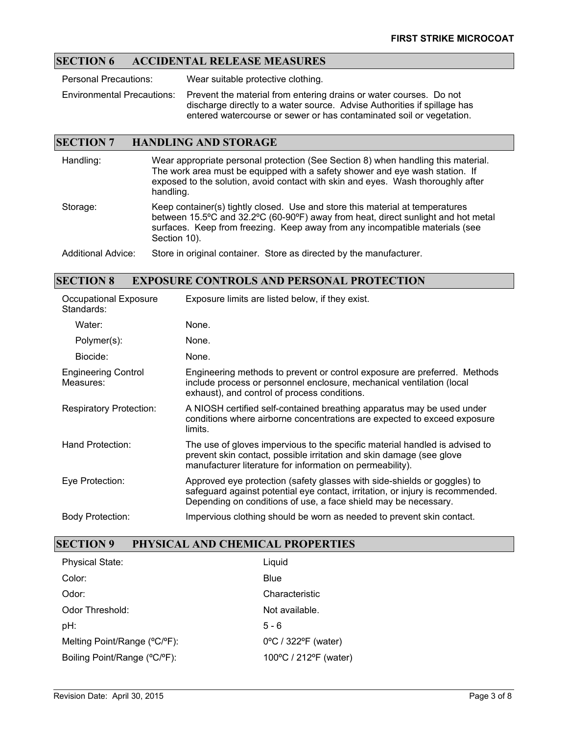## SECTION 6 ACCIDENTAL RELEASE MEASURES

| | |
|---|---|
| Personal Precautions: | Wear suitable protective clothing. |
| Environmental Precautions: | Prevent the material from entering drains or water courses. Do not discharge directly to a water source. Advise Authorities if spillage has entered watercourse or sewer or has contaminated soil or vegetation. |

## SECTION 7 HANDLING AND STORAGE

| | |
|---|---|
| Handling: | Wear appropriate personal protection (See Section 8) when handling this material. The work area must be equipped with a safety shower and eye wash station. If exposed to the solution, avoid contact with skin and eyes. Wash thoroughly after handling. |
| Storage: | Keep container(s) tightly closed. Use and store this material at temperatures between 15.5ºC and 32.2ºC (60-90ºF) away from heat, direct sunlight and hot metal surfaces. Keep from freezing. Keep away from any incompatible materials (see Section 10). |
| Additional Advice: | Store in original container. Store as directed by the manufacturer. |

## SECTION 8 EXPOSURE CONTROLS AND PERSONAL PROTECTION

| | |
|---|---|
| Occupational Exposure Standards: | Exposure limits are listed below, if they exist. |
| Water: | None. |
| Polymer(s): | None. |
| Biocide: | None. |
| Engineering Control Measures: | Engineering methods to prevent or control exposure are preferred. Methods include process or personnel enclosure, mechanical ventilation (local exhaust), and control of process conditions. |
| Respiratory Protection: | A NIOSH certified self-contained breathing apparatus may be used under conditions where airborne concentrations are expected to exceed exposure limits. |
| Hand Protection: | The use of gloves impervious to the specific material handled is advised to prevent skin contact, possible irritation and skin damage (see glove manufacturer literature for information on permeability). |
| Eye Protection: | Approved eye protection (safety glasses with side-shields or goggles) to safeguard against potential eye contact, irritation, or injury is recommended. Depending on conditions of use, a face shield may be necessary. |
| Body Protection: | Impervious clothing should be worn as needed to prevent skin contact. |

## SECTION 9 PHYSICAL AND CHEMICAL PROPERTIES

| | |
|---|---|
| Physical State: | Liquid |
| Color: | Blue |
| Odor: | Characteristic |
| Odor Threshold: | Not available. |
| pH: | 5 - 6 |
| Melting Point/Range (ºC/ºF): | 0ºC / 322ºF (water) |
| Boiling Point/Range (ºC/ºF): | 100ºC / 212ºF (water) |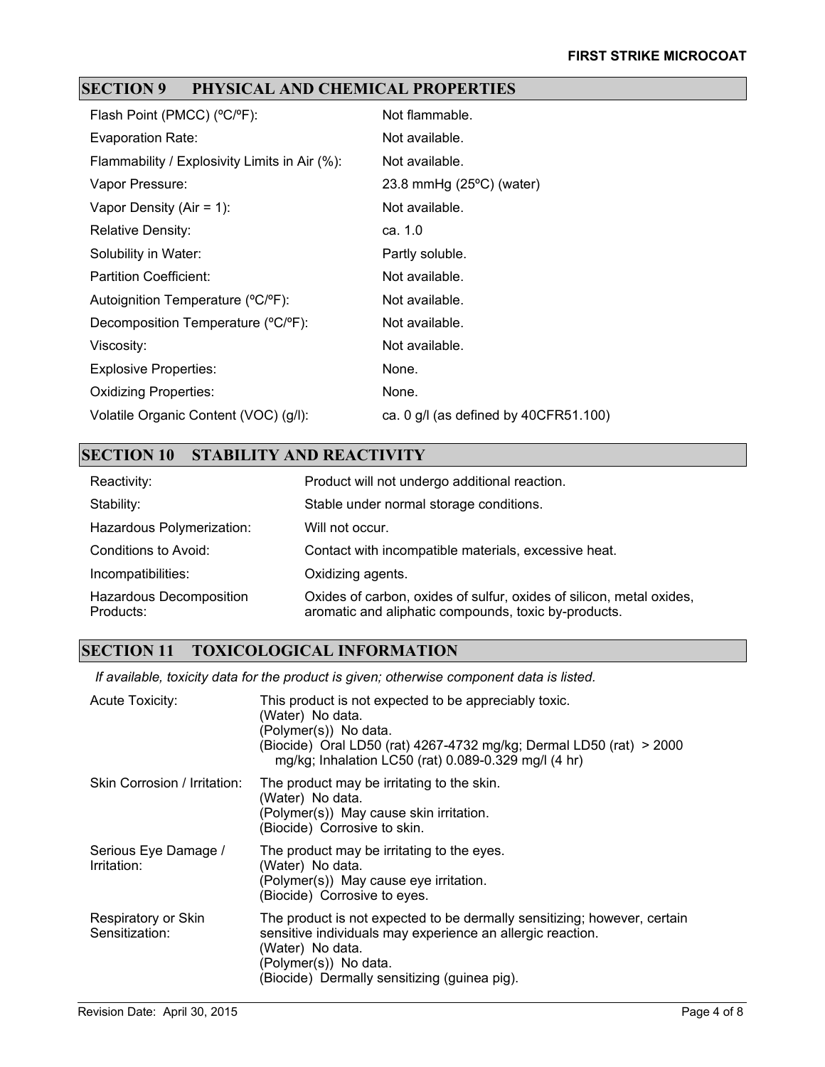## SECTION 9 PHYSICAL AND CHEMICAL PROPERTIES

| | |
|---|---|
| Flash Point (PMCC) (ºC/ºF): | Not flammable. |
| Evaporation Rate: | Not available. |
| Flammability / Explosivity Limits in Air (%): | Not available. |
| Vapor Pressure: | 23.8 mmHg (25ºC) (water) |
| Vapor Density (Air = 1): | Not available. |
| Relative Density: | ca. 1.0 |
| Solubility in Water: | Partly soluble. |
| Partition Coefficient: | Not available. |
| Autoignition Temperature (ºC/ºF): | Not available. |
| Decomposition Temperature (ºC/ºF): | Not available. |
| Viscosity: | Not available. |
| Explosive Properties: | None. |
| Oxidizing Properties: | None. |
| Volatile Organic Content (VOC) (g/l): | ca. 0 g/l (as defined by 40CFR51.100) |

## SECTION 10 STABILITY AND REACTIVITY

| | |
|---|---|
| Reactivity: | Product will not undergo additional reaction. |
| Stability: | Stable under normal storage conditions. |
| Hazardous Polymerization: | Will not occur. |
| Conditions to Avoid: | Contact with incompatible materials, excessive heat. |
| Incompatibilities: | Oxidizing agents. |
| Hazardous Decomposition Products: | Oxides of carbon, oxides of sulfur, oxides of silicon, metal oxides, aromatic and aliphatic compounds, toxic by-products. |

## SECTION 11 TOXICOLOGICAL INFORMATION

*If available, toxicity data for the product is given; otherwise component data is listed.*

| | |
|---|---|
| Acute Toxicity: | This product is not expected to be appreciably toxic.<br>(Water) No data.<br>(Polymer(s)) No data.<br>(Biocide) Oral LD50 (rat) 4267-4732 mg/kg; Dermal LD50 (rat) > 2000 mg/kg; Inhalation LC50 (rat) 0.089-0.329 mg/l (4 hr) |
| Skin Corrosion / Irritation: | The product may be irritating to the skin.<br>(Water) No data.<br>(Polymer(s)) May cause skin irritation.<br>(Biocide) Corrosive to skin. |
| Serious Eye Damage / Irritation: | The product may be irritating to the eyes.<br>(Water) No data.<br>(Polymer(s)) May cause eye irritation.<br>(Biocide) Corrosive to eyes. |
| Respiratory or Skin Sensitization: | The product is not expected to be dermally sensitizing; however, certain sensitive individuals may experience an allergic reaction.<br>(Water) No data.<br>(Polymer(s)) No data.<br>(Biocide) Dermally sensitizing (guinea pig). |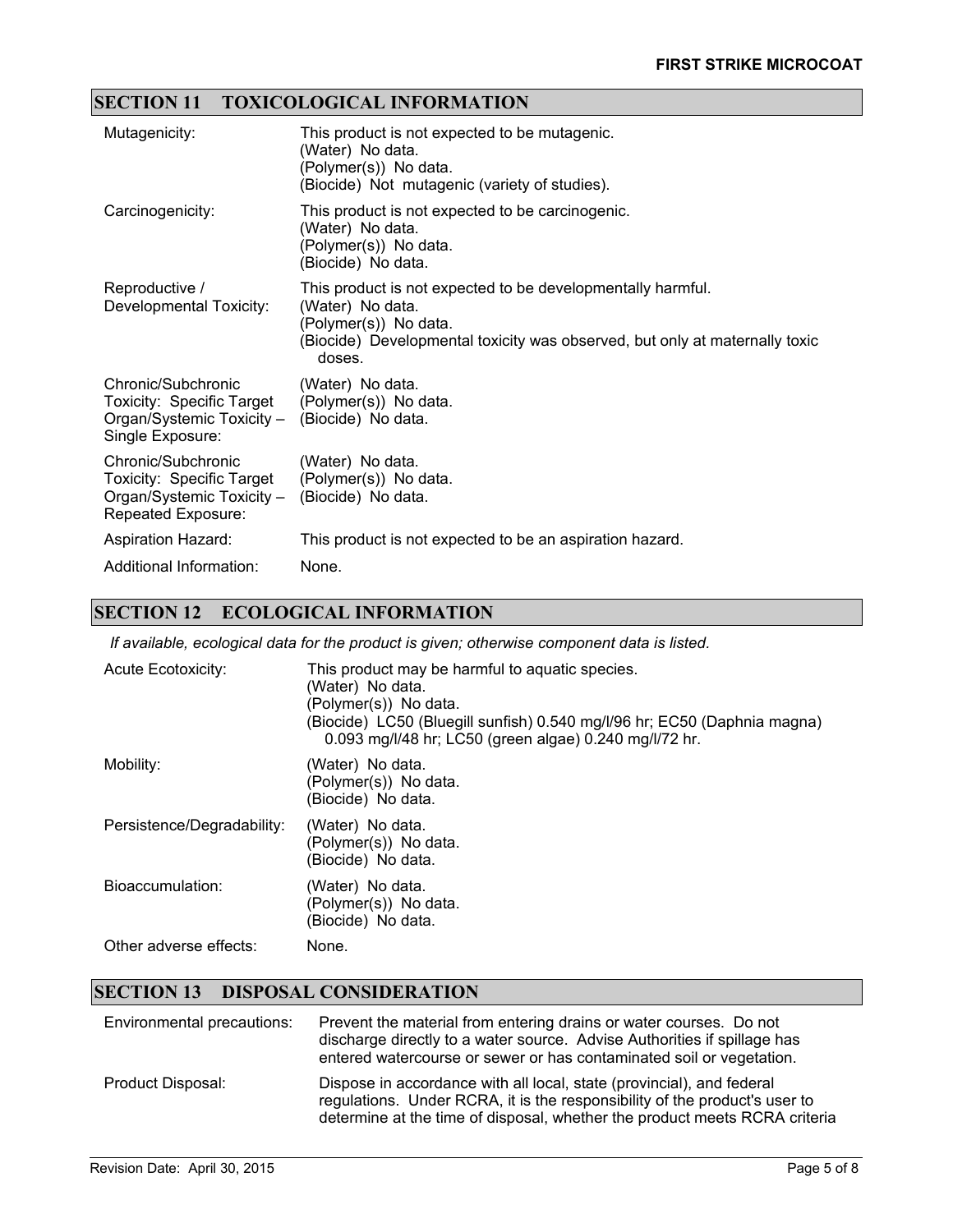## SECTION 11 TOXICOLOGICAL INFORMATION

| | |
|---|---|
| Mutagenicity: | This product is not expected to be mutagenic.<br>(Water) No data.<br>(Polymer(s)) No data.<br>(Biocide) Not mutagenic (variety of studies). |
| Carcinogenicity: | This product is not expected to be carcinogenic.<br>(Water) No data.<br>(Polymer(s)) No data.<br>(Biocide) No data. |
| Reproductive / Developmental Toxicity: | This product is not expected to be developmentally harmful.<br>(Water) No data.<br>(Polymer(s)) No data.<br>(Biocide) Developmental toxicity was observed, but only at maternally toxic doses. |
| Chronic/Subchronic Toxicity: Specific Target Organ/Systemic Toxicity – Single Exposure: | (Water) No data.<br>(Polymer(s)) No data.<br>(Biocide) No data. |
| Chronic/Subchronic Toxicity: Specific Target Organ/Systemic Toxicity – Repeated Exposure: | (Water) No data.<br>(Polymer(s)) No data.<br>(Biocide) No data. |
| Aspiration Hazard: | This product is not expected to be an aspiration hazard. |
| Additional Information: | None. |

## SECTION 12 ECOLOGICAL INFORMATION

*If available, ecological data for the product is given; otherwise component data is listed.*

| | |
|---|---|
| Acute Ecotoxicity: | This product may be harmful to aquatic species.<br>(Water) No data.<br>(Polymer(s)) No data.<br>(Biocide) LC50 (Bluegill sunfish) 0.540 mg/l/96 hr; EC50 (Daphnia magna) 0.093 mg/l/48 hr; LC50 (green algae) 0.240 mg/l/72 hr. |
| Mobility: | (Water) No data.<br>(Polymer(s)) No data.<br>(Biocide) No data. |
| Persistence/Degradability: | (Water) No data.<br>(Polymer(s)) No data.<br>(Biocide) No data. |
| Bioaccumulation: | (Water) No data.<br>(Polymer(s)) No data.<br>(Biocide) No data. |
| Other adverse effects: | None. |

## SECTION 13 DISPOSAL CONSIDERATION

| | |
|---|---|
| Environmental precautions: | Prevent the material from entering drains or water courses. Do not discharge directly to a water source. Advise Authorities if spillage has entered watercourse or sewer or has contaminated soil or vegetation. |
| Product Disposal: | Dispose in accordance with all local, state (provincial), and federal regulations. Under RCRA, it is the responsibility of the product's user to determine at the time of disposal, whether the product meets RCRA criteria |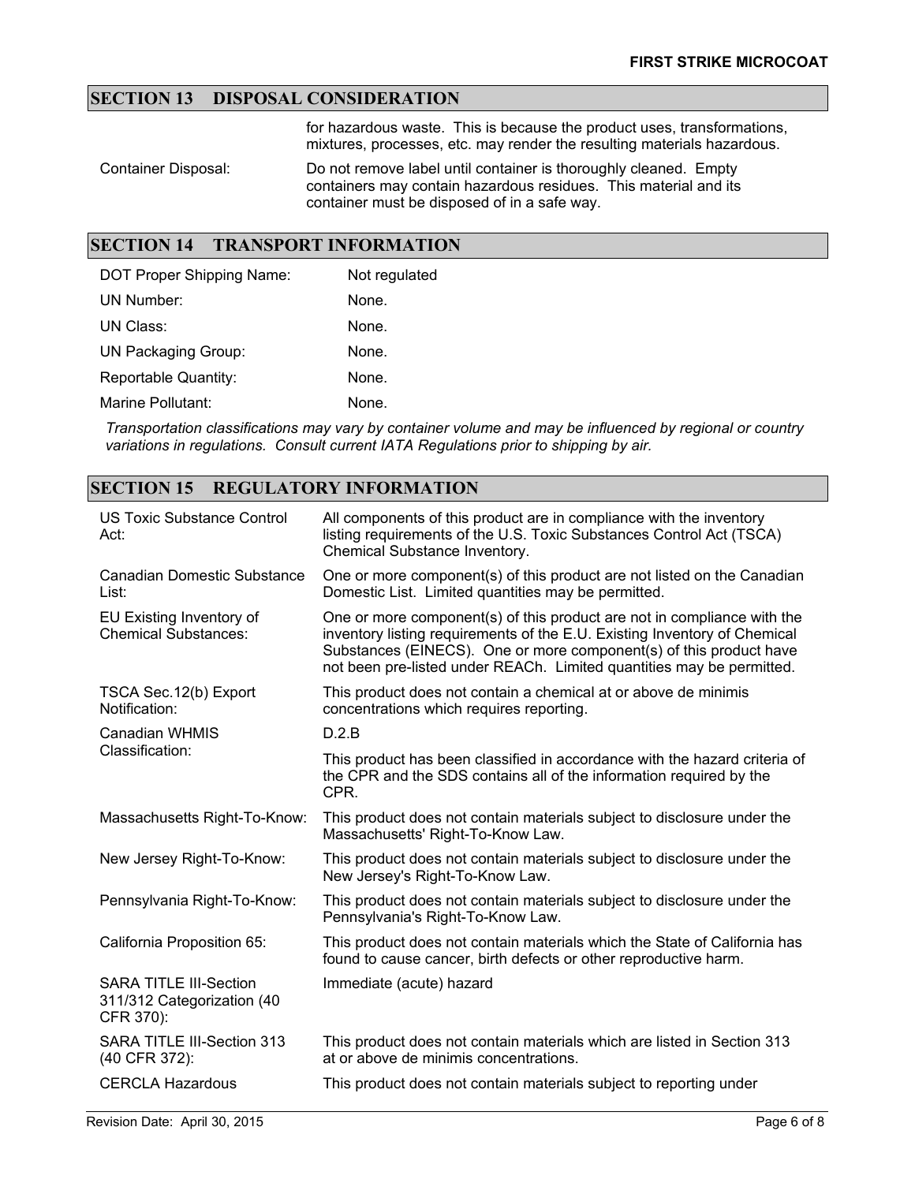## SECTION 13 DISPOSAL CONSIDERATION

| | |
|---|---|
| | for hazardous waste. This is because the product uses, transformations, mixtures, processes, etc. may render the resulting materials hazardous. |
| Container Disposal: | Do not remove label until container is thoroughly cleaned. Empty containers may contain hazardous residues. This material and its container must be disposed of in a safe way. |

## SECTION 14 TRANSPORT INFORMATION

| | |
|---|---|
| DOT Proper Shipping Name: | Not regulated |
| UN Number: | None. |
| UN Class: | None. |
| UN Packaging Group: | None. |
| Reportable Quantity: | None. |
| Marine Pollutant: | None. |

*Transportation classifications may vary by container volume and may be influenced by regional or country variations in regulations. Consult current IATA Regulations prior to shipping by air.*

## SECTION 15 REGULATORY INFORMATION

| | |
|---|---|
| US Toxic Substance Control Act: | All components of this product are in compliance with the inventory listing requirements of the U.S. Toxic Substances Control Act (TSCA) Chemical Substance Inventory. |
| Canadian Domestic Substance List: | One or more component(s) of this product are not listed on the Canadian Domestic List. Limited quantities may be permitted. |
| EU Existing Inventory of Chemical Substances: | One or more component(s) of this product are not in compliance with the inventory listing requirements of the E.U. Existing Inventory of Chemical Substances (EINECS). One or more component(s) of this product have not been pre-listed under REACh. Limited quantities may be permitted. |
| TSCA Sec.12(b) Export Notification: | This product does not contain a chemical at or above de minimis concentrations which requires reporting. |
| Canadian WHMIS Classification: | D.2.B<br>This product has been classified in accordance with the hazard criteria of the CPR and the SDS contains all of the information required by the CPR. |
| Massachusetts Right-To-Know: | This product does not contain materials subject to disclosure under the Massachusetts' Right-To-Know Law. |
| New Jersey Right-To-Know: | This product does not contain materials subject to disclosure under the New Jersey's Right-To-Know Law. |
| Pennsylvania Right-To-Know: | This product does not contain materials subject to disclosure under the Pennsylvania's Right-To-Know Law. |
| California Proposition 65: | This product does not contain materials which the State of California has found to cause cancer, birth defects or other reproductive harm. |
| SARA TITLE III-Section 311/312 Categorization (40 CFR 370): | Immediate (acute) hazard |
| SARA TITLE III-Section 313 (40 CFR 372): | This product does not contain materials which are listed in Section 313 at or above de minimis concentrations. |
| CERCLA Hazardous | This product does not contain materials subject to reporting under |

Revision Date: April 30, 2015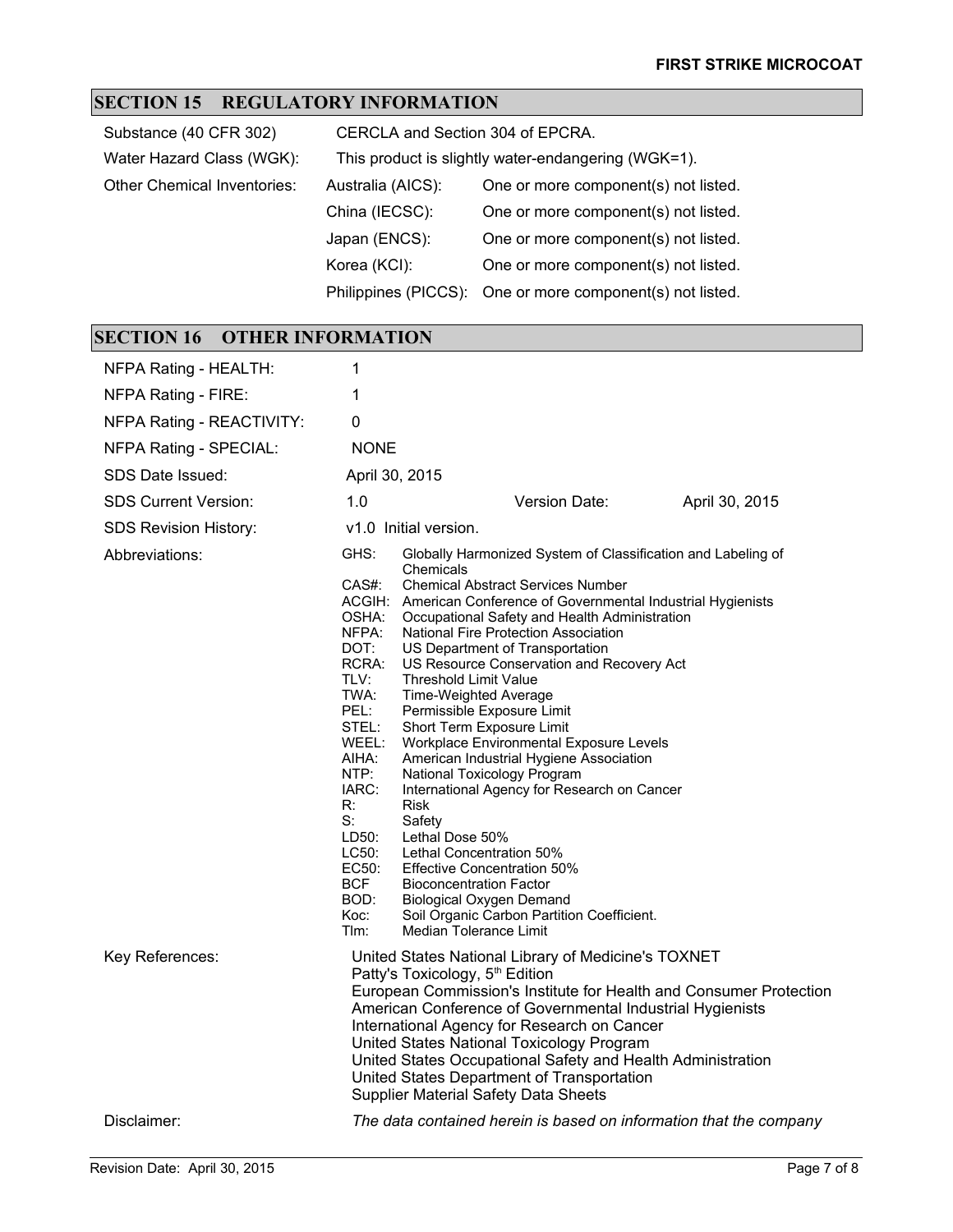## SECTION 15 REGULATORY INFORMATION

| | | |
|---|---|---|
| Substance (40 CFR 302) | CERCLA and Section 304 of EPCRA. | |
| Water Hazard Class (WGK): | This product is slightly water-endangering (WGK=1). | |
| Other Chemical Inventories: | Australia (AICS): | One or more component(s) not listed. |
| | China (IECSC): | One or more component(s) not listed. |
| | Japan (ENCS): | One or more component(s) not listed. |
| | Korea (KCI): | One or more component(s) not listed. |
| | Philippines (PICCS): | One or more component(s) not listed. |

## SECTION 16 OTHER INFORMATION

| | | | |
|---|---|---|---|
| NFPA Rating - HEALTH: | 1 | | |
| NFPA Rating - FIRE: | 1 | | |
| NFPA Rating - REACTIVITY: | 0 | | |
| NFPA Rating - SPECIAL: | NONE | | |
| SDS Date Issued: | April 30, 2015 | | |
| SDS Current Version: | 1.0 | Version Date: | April 30, 2015 |
| SDS Revision History: | v1.0 Initial version. | | |

Abbreviations:

| | |
|---|---|
| GHS: | Globally Harmonized System of Classification and Labeling of Chemicals |
| CAS#: | Chemical Abstract Services Number |
| ACGIH: | American Conference of Governmental Industrial Hygienists |
| OSHA: | Occupational Safety and Health Administration |
| NFPA: | National Fire Protection Association |
| DOT: | US Department of Transportation |
| RCRA: | US Resource Conservation and Recovery Act |
| TLV: | Threshold Limit Value |
| TWA: | Time-Weighted Average |
| PEL: | Permissible Exposure Limit |
| STEL: | Short Term Exposure Limit |
| WEEL: | Workplace Environmental Exposure Levels |
| AIHA: | American Industrial Hygiene Association |
| NTP: | National Toxicology Program |
| IARC: | International Agency for Research on Cancer |
| R: | Risk |
| S: | Safety |
| LD50: | Lethal Dose 50% |
| LC50: | Lethal Concentration 50% |
| EC50: | Effective Concentration 50% |
| BCF | Bioconcentration Factor |
| BOD: | Biological Oxygen Demand |
| Koc: | Soil Organic Carbon Partition Coefficient. |
| Tlm: | Median Tolerance Limit |

Key References:

- United States National Library of Medicine's TOXNET
- Patty's Toxicology, 5th Edition
- European Commission's Institute for Health and Consumer Protection
- American Conference of Governmental Industrial Hygienists
- International Agency for Research on Cancer
- United States National Toxicology Program
- United States Occupational Safety and Health Administration
- United States Department of Transportation
- Supplier Material Safety Data Sheets

Disclaimer: *The data contained herein is based on information that the company*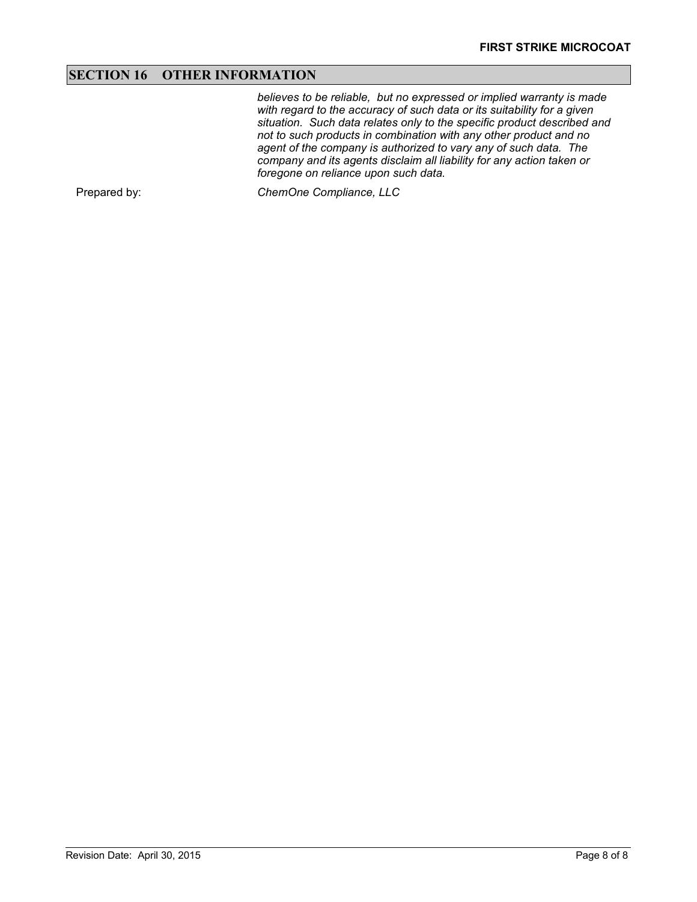## SECTION 16 OTHER INFORMATION

*believes to be reliable, but no expressed or implied warranty is made with regard to the accuracy of such data or its suitability for a given situation. Such data relates only to the specific product described and not to such products in combination with any other product and no agent of the company is authorized to vary any of such data. The company and its agents disclaim all liability for any action taken or foregone on reliance upon such data.*

Prepared by: *ChemOne Compliance, LLC*

Revision Date: April 30, 2015